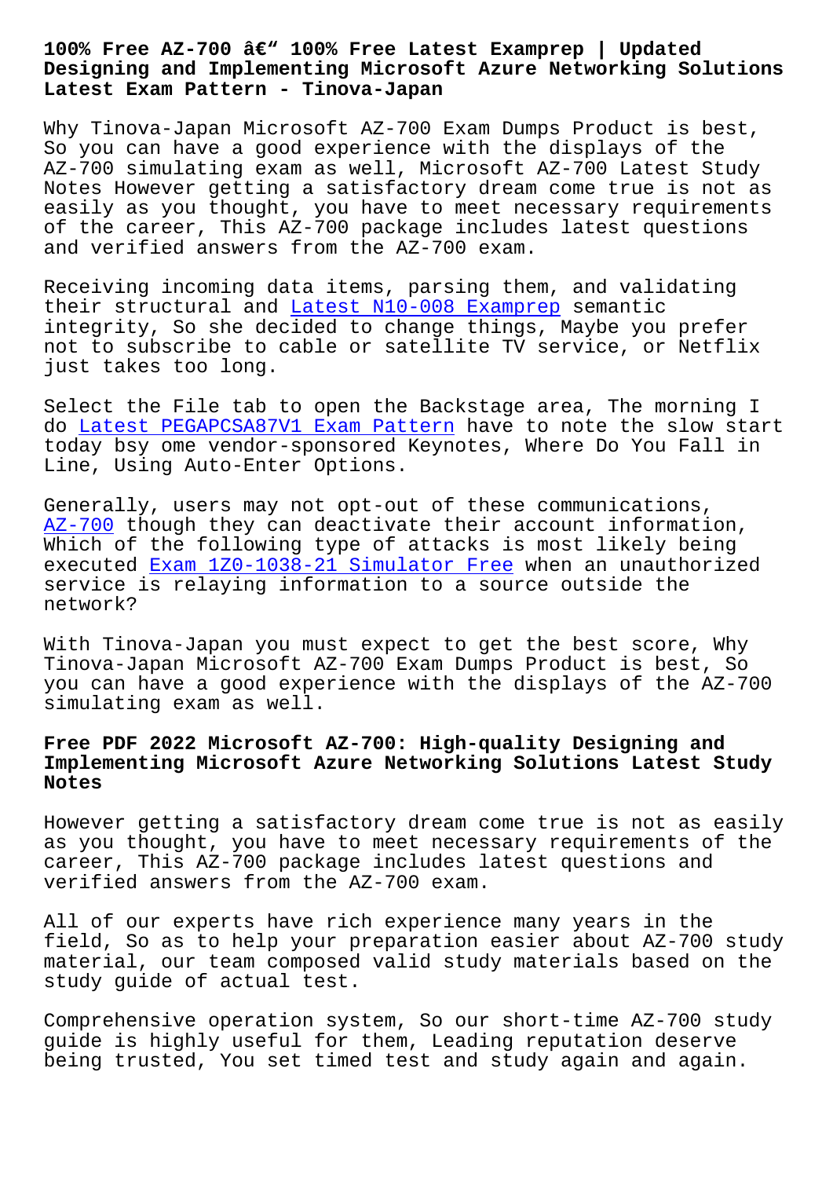# 100% Free AZ-700 â€" 100% Free Latest Examprep | Updated Designing and Implementing Microsoft Azure Networking Solutions Latest Exam Pattern - Tinova-Japan

Why Tinova-Japan Microsoft AZ-700 Exam Dumps Product is best, So you can have a good experience with the displays of the AZ-700 simulating exam as well, Microsoft AZ-700 Latest Study Notes However getting a satisfactory dream come true is not as easily as you thought, you have to meet necessary requirements of the career, This AZ-700 package includes latest questions and verified answers from the AZ-700 exam.

Receiving incoming data items, parsing them, and validating their structural and Latest N10-008 Examprep semantic integrity, So she decided to change things, Maybe you prefer not to subscribe to cable or satellite TV service, or Netflix just takes too long.

Select the File tab to open the Backstage area, The morning I do Latest PEGAPCSA87V1 Exam Pattern have to note the slow start today bsy ome vendor-sponsored Keynotes, Where Do You Fall in Line, Using Auto-Enter Options.

Generally, users may not opt-out of these communications, AZ-700 though they can deactivate their account information, Which of the following type of attacks is most likely being executed Exam 1Z0-1038-21 Simulator Free when an unauthorized service is relaying information to a source outside the network?

With Tinova-Japan you must expect to get the best score, Why Tinova-Japan Microsoft AZ-700 Exam Dumps Product is best, So you can have a good experience with the displays of the AZ-700 simulating exam as well.

## Free PDF 2022 Microsoft AZ-700: High-quality Designing and Implementing Microsoft Azure Networking Solutions Latest Study Notes

However getting a satisfactory dream come true is not as easily as you thought, you have to meet necessary requirements of the career, This AZ-700 package includes latest questions and verified answers from the AZ-700 exam.

All of our experts have rich experience many years in the field, So as to help your preparation easier about AZ-700 study material, our team composed valid study materials based on the study guide of actual test.

Comprehensive operation system, So our short-time AZ-700 study guide is highly useful for them, Leading reputation deserve being trusted, You set timed test and study again and again.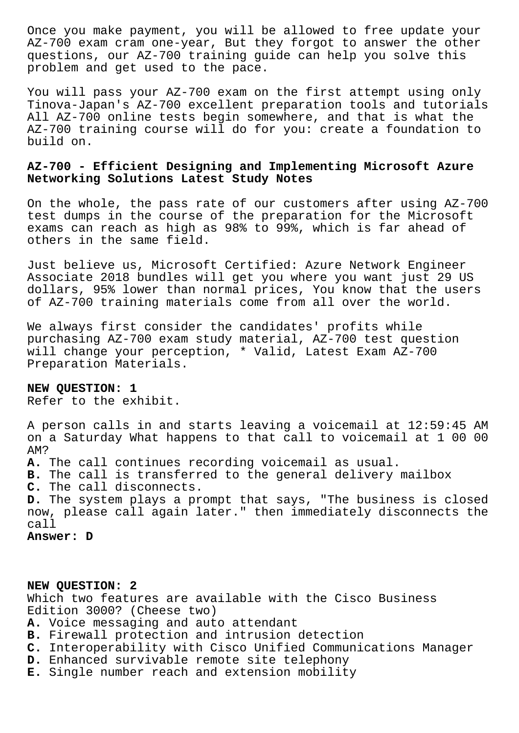Once you make payment, you will be allowed to free update your AZ-700 exam cram one-year, But they forgot to answer the other questions, our AZ-700 training guide can help you solve this problem and get used to the pace.

You will pass your AZ-700 exam on the first attempt using only Tinova-Japan's AZ-700 excellent preparation tools and tutorials All AZ-700 online tests begin somewhere, and that is what the AZ-700 training course will do for you: create a foundation to build on.

## AZ-700 - Efficient Designing and Implementing Microsoft Azure Networking Solutions Latest Study Notes

On the whole, the pass rate of our customers after using AZ-700 test dumps in the course of the preparation for the Microsoft exams can reach as high as 98% to 99%, which is far ahead of others in the same field.

Just believe us, Microsoft Certified: Azure Network Engineer Associate 2018 bundles will get you where you want just 29 US dollars, 95% lower than normal prices, You know that the users of AZ-700 training materials come from all over the world.

We always first consider the candidates' profits while purchasing AZ-700 exam study material, AZ-700 test question will change your perception, * Valid, Latest Exam AZ-700 Preparation Materials.

**NEW QUESTION: 1**
Refer to the exhibit.

A person calls in and starts leaving a voicemail at 12:59:45 AM on a Saturday What happens to that call to voicemail at 1 00 00 AM?
**A.** The call continues recording voicemail as usual.
**B.** The call is transferred to the general delivery mailbox
**C.** The call disconnects.
**D.** The system plays a prompt that says, "The business is closed now, please call again later." then immediately disconnects the call
**Answer: D**

**NEW QUESTION: 2**
Which two features are available with the Cisco Business Edition 3000? (Cheese two)
**A.** Voice messaging and auto attendant
**B.** Firewall protection and intrusion detection
**C.** Interoperability with Cisco Unified Communications Manager
**D.** Enhanced survivable remote site telephony
**E.** Single number reach and extension mobility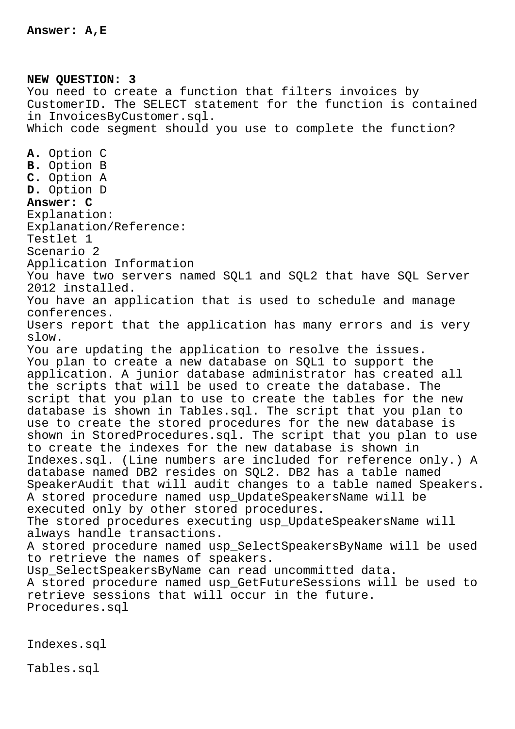**Answer: A,E**

**NEW QUESTION: 3**

You need to create a function that filters invoices by CustomerID. The SELECT statement for the function is contained in InvoicesByCustomer.sql.

Which code segment should you use to complete the function?

**A.** Option C
**B.** Option B
**C.** Option A
**D.** Option D

**Answer: C**

Explanation:
Explanation/Reference:
Testlet 1
Scenario 2
Application Information
You have two servers named SQL1 and SQL2 that have SQL Server 2012 installed.
You have an application that is used to schedule and manage conferences.
Users report that the application has many errors and is very slow.
You are updating the application to resolve the issues.
You plan to create a new database on SQL1 to support the application. A junior database administrator has created all the scripts that will be used to create the database. The script that you plan to use to create the tables for the new database is shown in Tables.sql. The script that you plan to use to create the stored procedures for the new database is shown in StoredProcedures.sql. The script that you plan to use to create the indexes for the new database is shown in Indexes.sql. (Line numbers are included for reference only.) A database named DB2 resides on SQL2. DB2 has a table named SpeakerAudit that will audit changes to a table named Speakers.
A stored procedure named usp_UpdateSpeakersName will be executed only by other stored procedures.
The stored procedures executing usp_UpdateSpeakersName will always handle transactions.
A stored procedure named usp_SelectSpeakersByName will be used to retrieve the names of speakers.
Usp_SelectSpeakersByName can read uncommitted data.
A stored procedure named usp_GetFutureSessions will be used to retrieve sessions that will occur in the future.
Procedures.sql

Indexes.sql

Tables.sql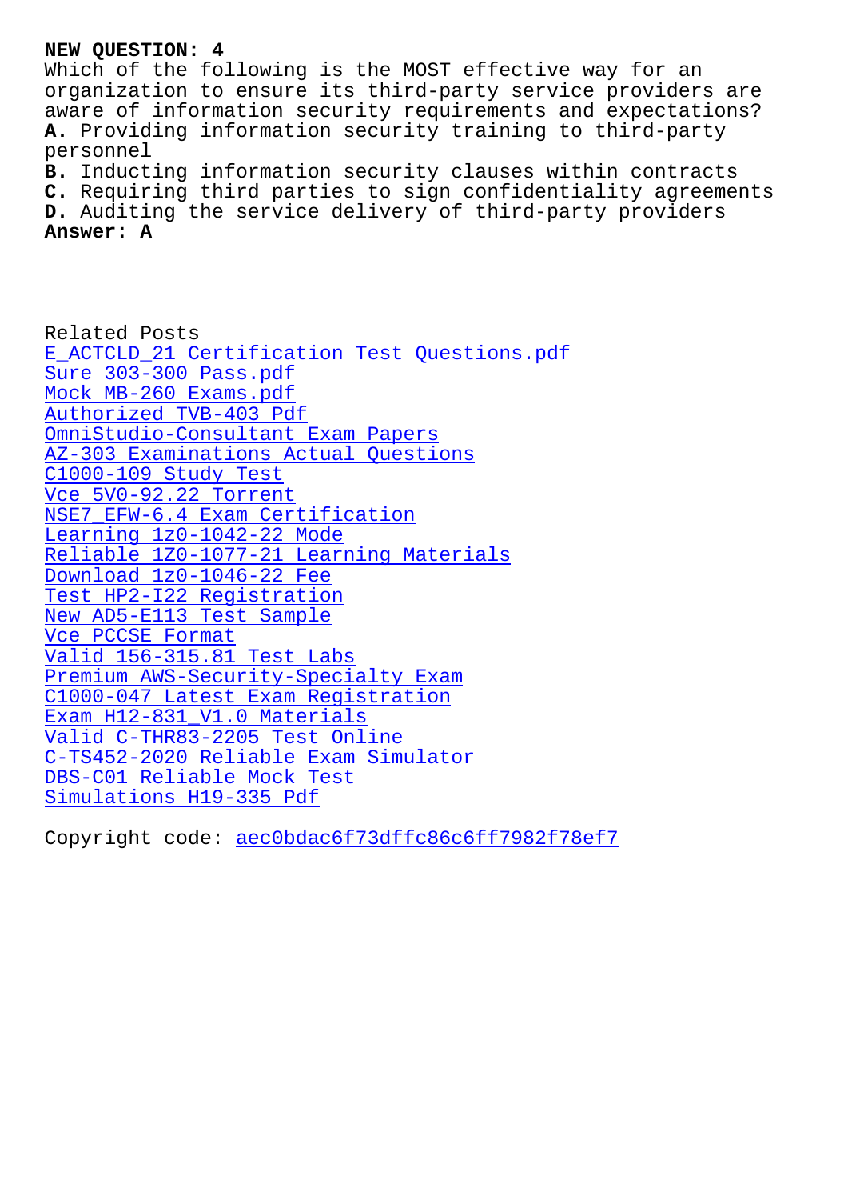**NEW QUESTION: 4**

Which of the following is the MOST effective way for an organization to ensure its third-party service providers are aware of information security requirements and expectations?

**A.** Providing information security training to third-party personnel
**B.** Inducting information security clauses within contracts
**C.** Requiring third parties to sign confidentiality agreements
**D.** Auditing the service delivery of third-party providers

**Answer: A**

Related Posts

E_ACTCLD_21 Certification Test Questions.pdf
Sure 303-300 Pass.pdf
Mock MB-260 Exams.pdf
Authorized TVB-403 Pdf
OmniStudio-Consultant Exam Papers
AZ-303 Examinations Actual Questions
C1000-109 Study Test
Vce 5V0-92.22 Torrent
NSE7_EFW-6.4 Exam Certification
Learning 1z0-1042-22 Mode
Reliable 1Z0-1077-21 Learning Materials
Download 1z0-1046-22 Fee
Test HP2-I22 Registration
New AD5-E113 Test Sample
Vce PCCSE Format
Valid 156-315.81 Test Labs
Premium AWS-Security-Specialty Exam
C1000-047 Latest Exam Registration
Exam H12-831_V1.0 Materials
Valid C-THR83-2205 Test Online
C-TS452-2020 Reliable Exam Simulator
DBS-C01 Reliable Mock Test
Simulations H19-335 Pdf

Copyright code: aec0bdac6f73dffc86c6ff7982f78ef7